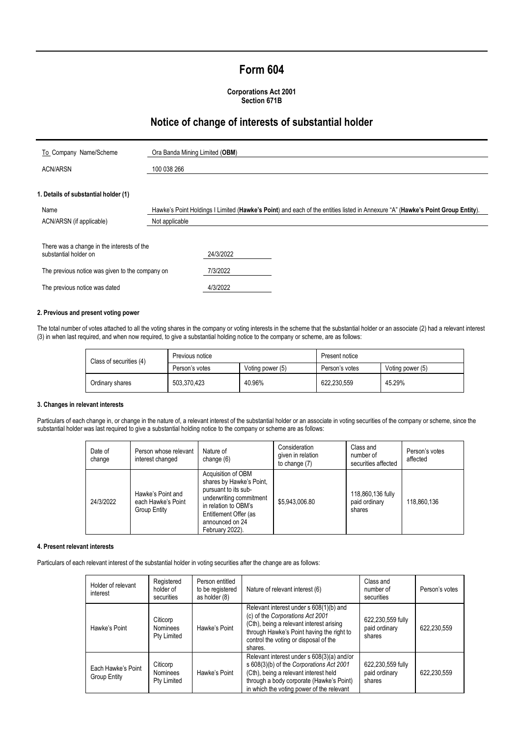# Form 604

**Corporations Act 2001**
**Section 671B**

## Notice of change of interests of substantial holder

| | |
|---|---|
| To Company Name/Scheme | Ora Banda Mining Limited (**OBM**) |
| ACN/ARSN | 100 038 266 |

### 1. Details of substantial holder (1)

| | |
|---|---|
| Name | Hawke's Point Holdings I Limited (**Hawke's Point**) and each of the entities listed in Annexure "A" (**Hawke's Point Group Entity**). |
| ACN/ARSN (if applicable) | Not applicable |

| | |
|---|---|
| There was a change in the interests of the substantial holder on | 24/3/2022 |
| The previous notice was given to the company on | 7/3/2022 |
| The previous notice was dated | 4/3/2022 |

### 2. Previous and present voting power

The total number of votes attached to all the voting shares in the company or voting interests in the scheme that the substantial holder or an associate (2) had a relevant interest (3) in when last required, and when now required, to give a substantial holding notice to the company or scheme, are as follows:

| Class of securities (4) | Previous notice | | Present notice | |
|---|---|---|---|---|
| | Person's votes | Voting power (5) | Person's votes | Voting power (5) |
| Ordinary shares | 503,370,423 | 40.96% | 622,230,559 | 45.29% |

### 3. Changes in relevant interests

Particulars of each change in, or change in the nature of, a relevant interest of the substantial holder or an associate in voting securities of the company or scheme, since the substantial holder was last required to give a substantial holding notice to the company or scheme are as follows:

| Date of change | Person whose relevant interest changed | Nature of change (6) | Consideration given in relation to change (7) | Class and number of securities affected | Person's votes affected |
|---|---|---|---|---|---|
| 24/3/2022 | Hawke's Point and each Hawke's Point Group Entity | Acquisition of OBM shares by Hawke's Point, pursuant to its sub-underwriting commitment in relation to OBM's Entitlement Offer (as announced on 24 February 2022). | $5,943,006.80 | 118,860,136 fully paid ordinary shares | 118,860,136 |

### 4. Present relevant interests

Particulars of each relevant interest of the substantial holder in voting securities after the change are as follows:

| Holder of relevant interest | Registered holder of securities | Person entitled to be registered as holder (8) | Nature of relevant interest (6) | Class and number of securities | Person's votes |
|---|---|---|---|---|---|
| Hawke's Point | Citicorp Nominees Pty Limited | Hawke's Point | Relevant interest under s 608(1)(b) and (c) of the *Corporations Act 2001* (Cth), being a relevant interest arising through Hawke's Point having the right to control the voting or disposal of the shares. | 622,230,559 fully paid ordinary shares | 622,230,559 |
| Each Hawke's Point Group Entity | Citicorp Nominees Pty Limited | Hawke's Point | Relevant interest under s 608(3)(a) and/or s 608(3)(b) of the *Corporations Act 2001* (Cth), being a relevant interest held through a body corporate (Hawke's Point) in which the voting power of the relevant | 622,230,559 fully paid ordinary shares | 622,230,559 |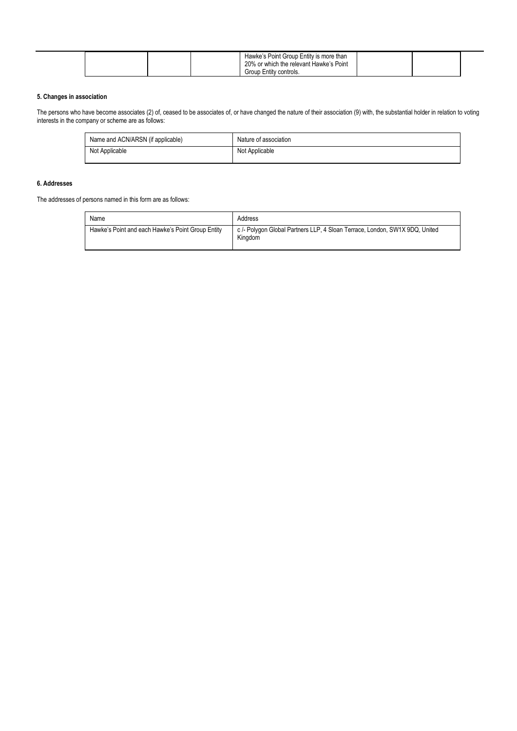| | | | Hawke's Point Group Entity is more than 20% or which the relevant Hawke's Point Group Entity controls. | | |
|---|---|---|---|---|---|

**5. Changes in association**

The persons who have become associates (2) of, ceased to be associates of, or have changed the nature of their association (9) with, the substantial holder in relation to voting interests in the company or scheme are as follows:

| Name and ACN/ARSN (if applicable) | Nature of association |
|---|---|
| Not Applicable | Not Applicable |

**6. Addresses**

The addresses of persons named in this form are as follows:

| Name | Address |
|---|---|
| Hawke's Point and each Hawke's Point Group Entity | c /- Polygon Global Partners LLP, 4 Sloan Terrace, London, SW1X 9DQ, United Kingdom |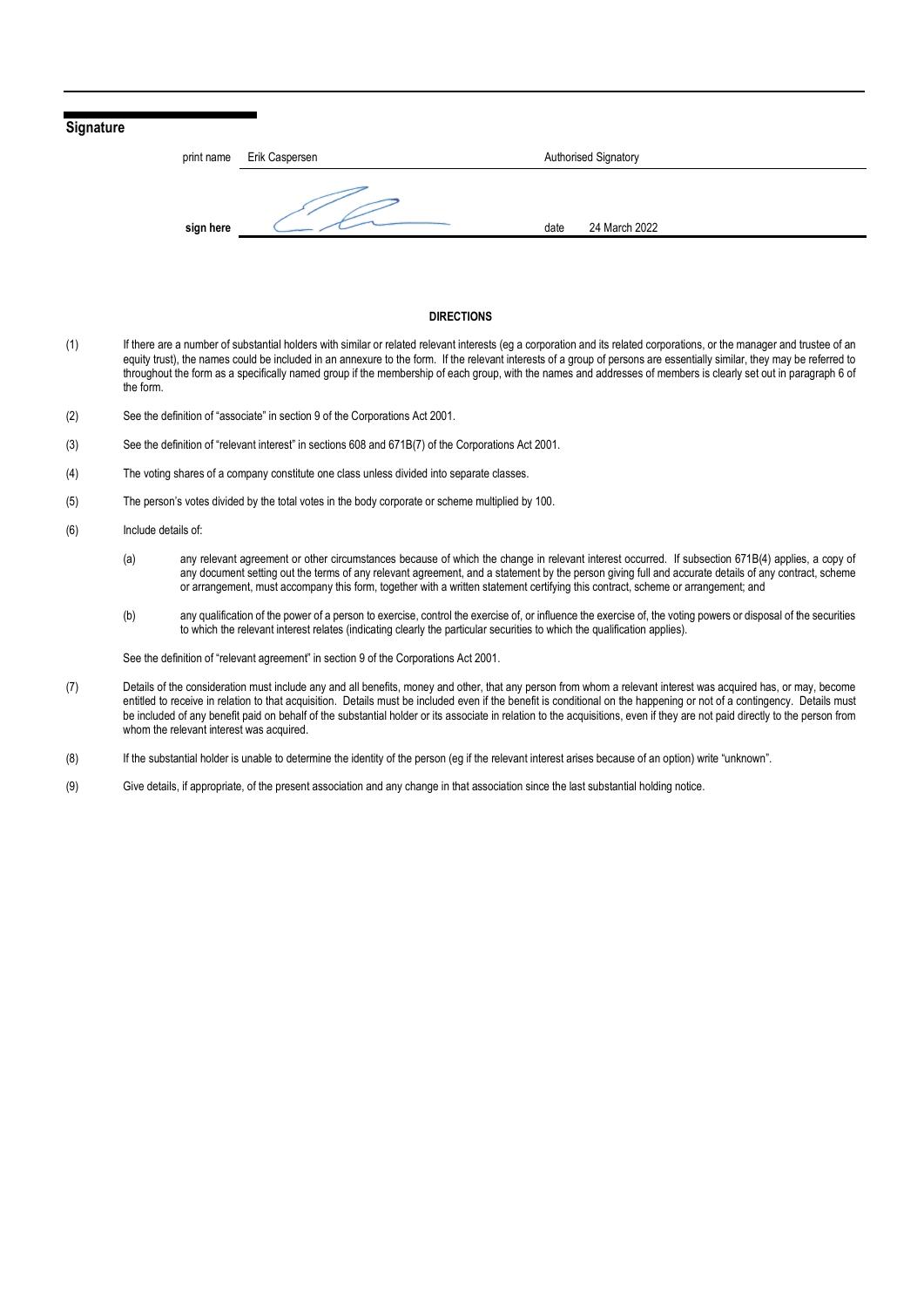## Signature

| | | | |
|---|---|---|---|
| print name | Erik Caspersen | | Authorised Signatory |
| **sign here** | | date | 24 March 2022 |

**DIRECTIONS**

(1) If there are a number of substantial holders with similar or related relevant interests (eg a corporation and its related corporations, or the manager and trustee of an equity trust), the names could be included in an annexure to the form. If the relevant interests of a group of persons are essentially similar, they may be referred to throughout the form as a specifically named group if the membership of each group, with the names and addresses of members is clearly set out in paragraph 6 of the form.

(2) See the definition of "associate" in section 9 of the Corporations Act 2001.

(3) See the definition of "relevant interest" in sections 608 and 671B(7) of the Corporations Act 2001.

(4) The voting shares of a company constitute one class unless divided into separate classes.

(5) The person's votes divided by the total votes in the body corporate or scheme multiplied by 100.

(6) Include details of:

(a) any relevant agreement or other circumstances because of which the change in relevant interest occurred. If subsection 671B(4) applies, a copy of any document setting out the terms of any relevant agreement, and a statement by the person giving full and accurate details of any contract, scheme or arrangement, must accompany this form, together with a written statement certifying this contract, scheme or arrangement; and

(b) any qualification of the power of a person to exercise, control the exercise of, or influence the exercise of, the voting powers or disposal of the securities to which the relevant interest relates (indicating clearly the particular securities to which the qualification applies).

See the definition of "relevant agreement" in section 9 of the Corporations Act 2001.

(7) Details of the consideration must include any and all benefits, money and other, that any person from whom a relevant interest was acquired has, or may, become entitled to receive in relation to that acquisition. Details must be included even if the benefit is conditional on the happening or not of a contingency. Details must be included of any benefit paid on behalf of the substantial holder or its associate in relation to the acquisitions, even if they are not paid directly to the person from whom the relevant interest was acquired.

(8) If the substantial holder is unable to determine the identity of the person (eg if the relevant interest arises because of an option) write "unknown".

(9) Give details, if appropriate, of the present association and any change in that association since the last substantial holding notice.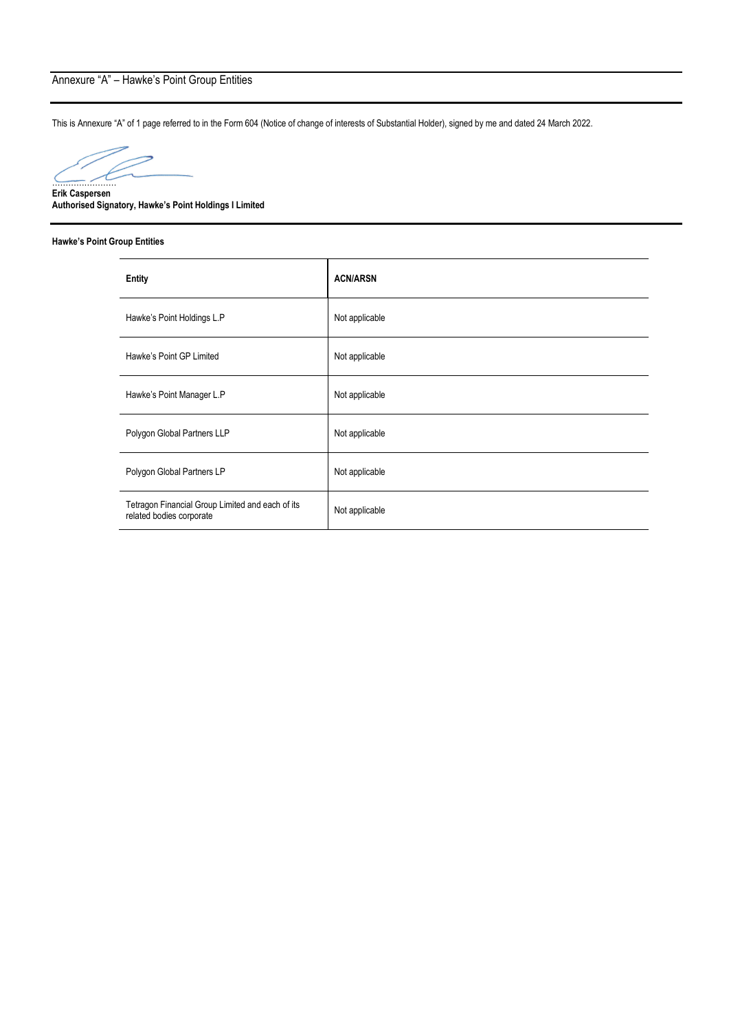# Annexure "A" – Hawke's Point Group Entities

This is Annexure "A" of 1 page referred to in the Form 604 (Notice of change of interests of Substantial Holder), signed by me and dated 24 March 2022.

……………………

**Erik Caspersen**
**Authorised Signatory, Hawke's Point Holdings I Limited**

**Hawke's Point Group Entities**

| Entity | ACN/ARSN |
|---|---|
| Hawke's Point Holdings L.P | Not applicable |
| Hawke's Point GP Limited | Not applicable |
| Hawke's Point Manager L.P | Not applicable |
| Polygon Global Partners LLP | Not applicable |
| Polygon Global Partners LP | Not applicable |
| Tetragon Financial Group Limited and each of its related bodies corporate | Not applicable |